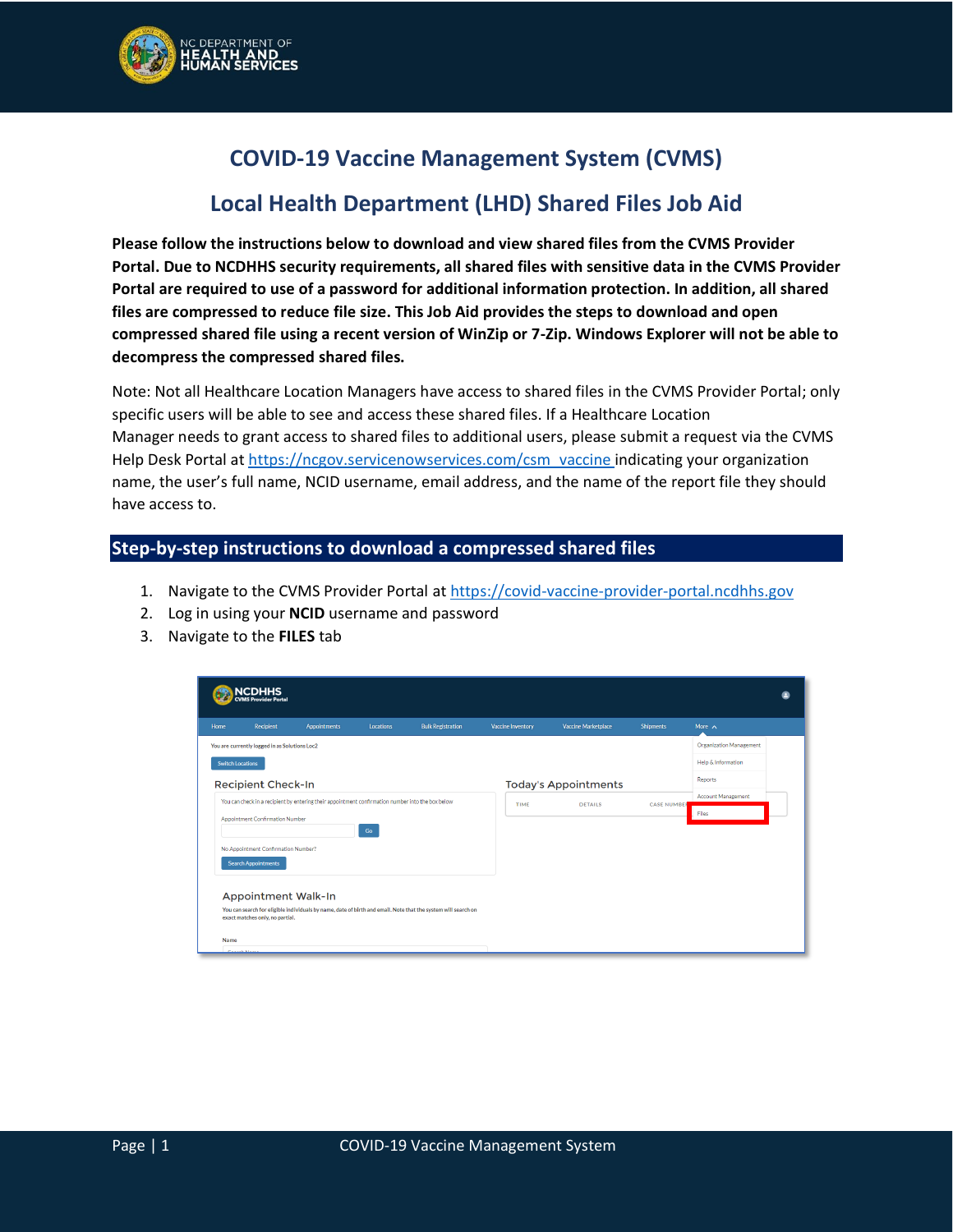# COVID-19 Vaccine Management System (CVMS)

## Local Health Department (LHD) Shared Files Job Aid

**Please follow the instructions below to download and view shared files from the CVMS Provider Portal. Due to NCDHHS security requirements, all shared files with sensitive data in the CVMS Provider Portal are required to use of a password for additional information protection. In addition, all shared files are compressed to reduce file size. This Job Aid provides the steps to download and open compressed shared file using a recent version of WinZip or 7-Zip. Windows Explorer will not be able to decompress the compressed shared files.**

Note: Not all Healthcare Location Managers have access to shared files in the CVMS Provider Portal; only specific users will be able to see and access these shared files. If a Healthcare Location Manager needs to grant access to shared files to additional users, please submit a request via the CVMS Help Desk Portal at https://ncgov.servicenowservices.com/csm_vaccine indicating your organization name, the user's full name, NCID username, email address, and the name of the report file they should have access to.

## Step-by-step instructions to download a compressed shared files

1. Navigate to the CVMS Provider Portal at https://covid-vaccine-provider-portal.ncdhhs.gov
2. Log in using your **NCID** username and password
3. Navigate to the **FILES** tab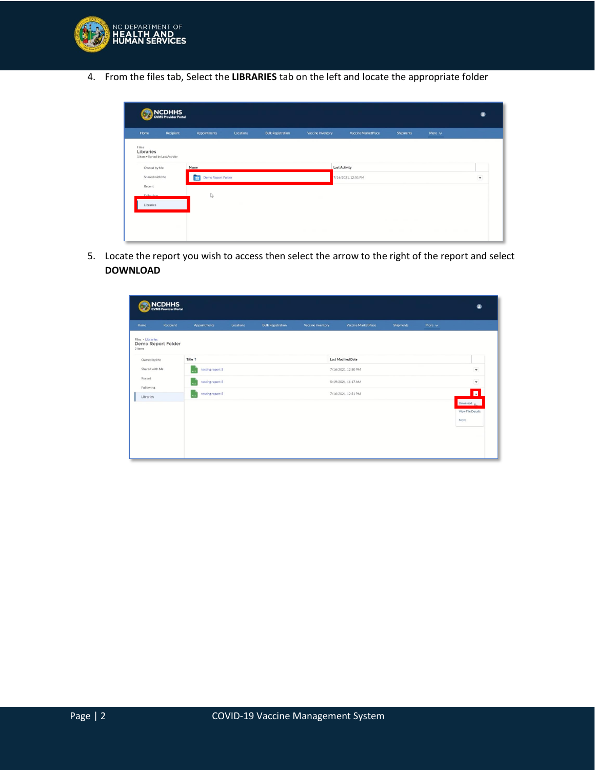4. From the files tab, Select the **LIBRARIES** tab on the left and locate the appropriate folder

5. Locate the report you wish to access then select the arrow to the right of the report and select **DOWNLOAD**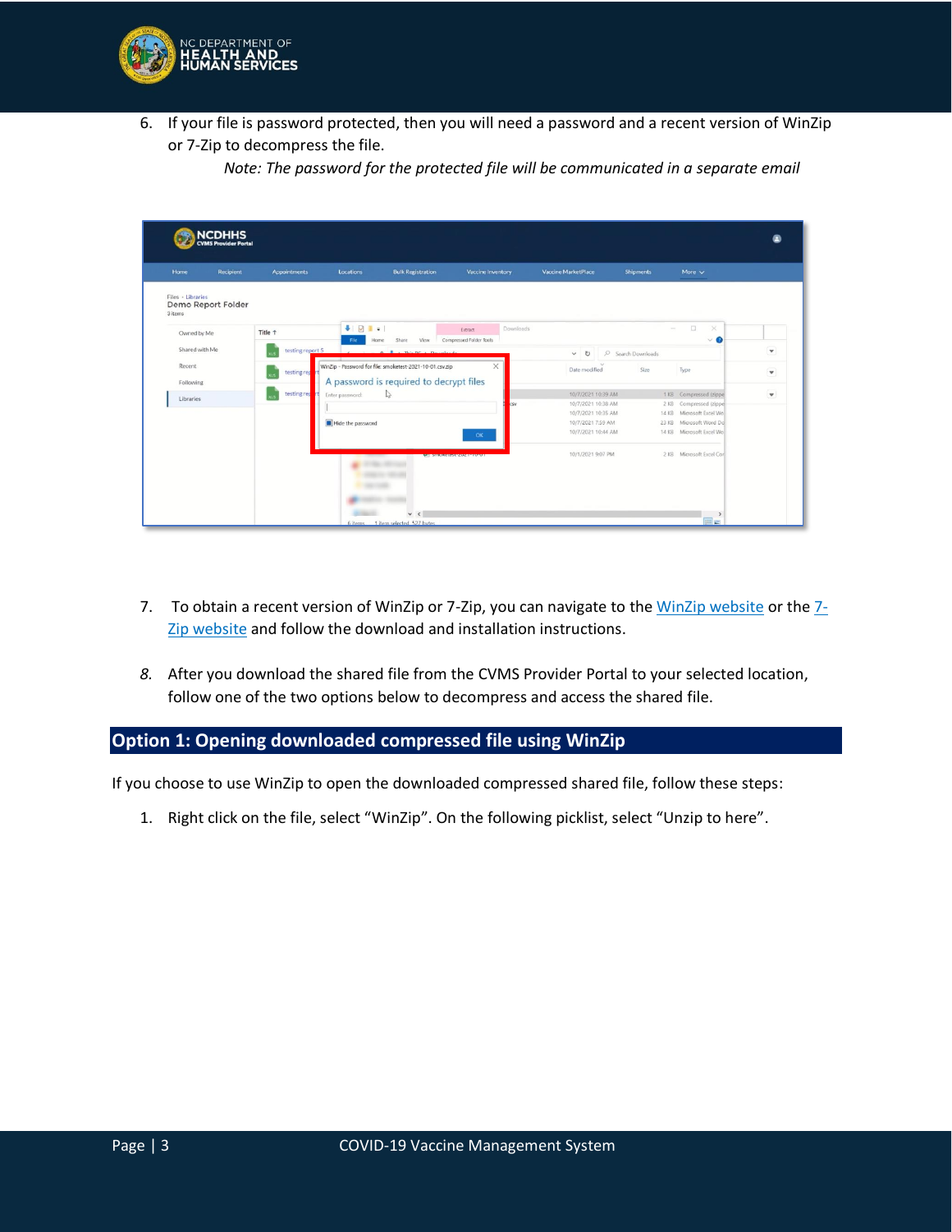6. If your file is password protected, then you will need a password and a recent version of WinZip or 7-Zip to decompress the file.

   *Note: The password for the protected file will be communicated in a separate email*

7. To obtain a recent version of WinZip or 7-Zip, you can navigate to the WinZip website or the 7-Zip website and follow the download and installation instructions.

8. After you download the shared file from the CVMS Provider Portal to your selected location, follow one of the two options below to decompress and access the shared file.

## Option 1: Opening downloaded compressed file using WinZip

If you choose to use WinZip to open the downloaded compressed shared file, follow these steps:

1. Right click on the file, select "WinZip". On the following picklist, select "Unzip to here".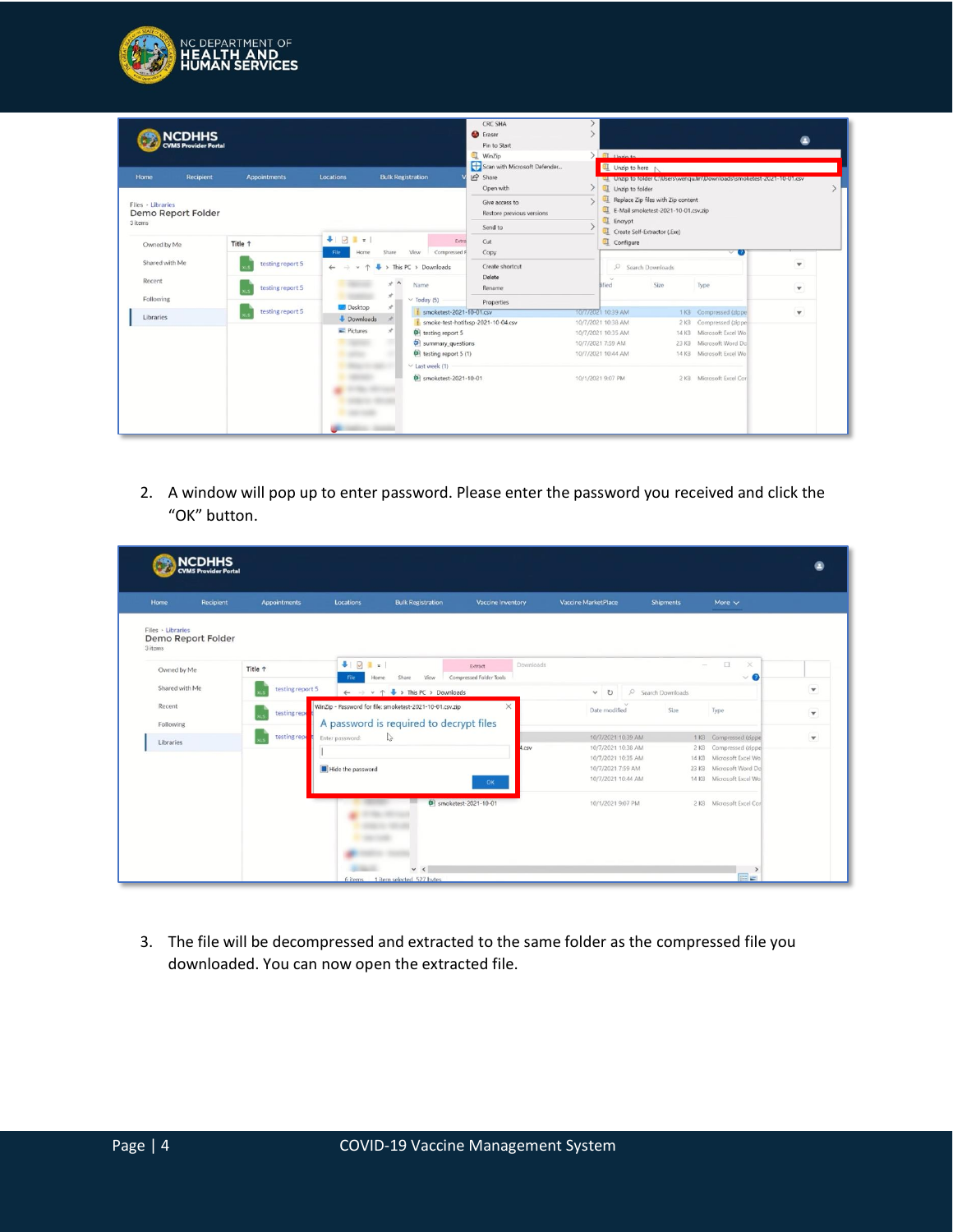2. A window will pop up to enter password. Please enter the password you received and click the "OK" button.

3. The file will be decompressed and extracted to the same folder as the compressed file you downloaded. You can now open the extracted file.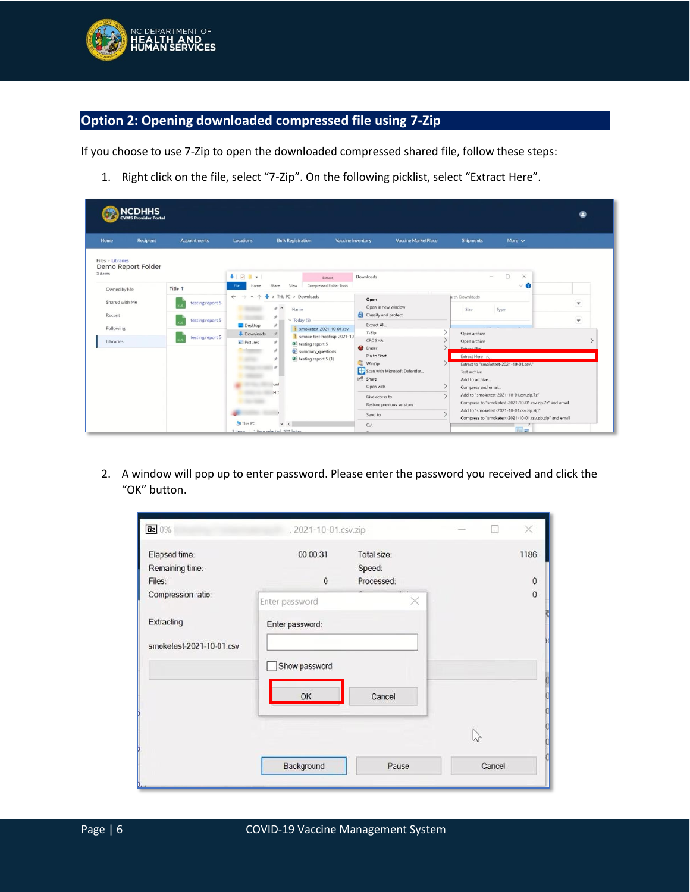## Option 2: Opening downloaded compressed file using 7-Zip

If you choose to use 7-Zip to open the downloaded compressed shared file, follow these steps:

1. Right click on the file, select “7-Zip”. On the following picklist, select “Extract Here”.

2. A window will pop up to enter password. Please enter the password you received and click the “OK” button.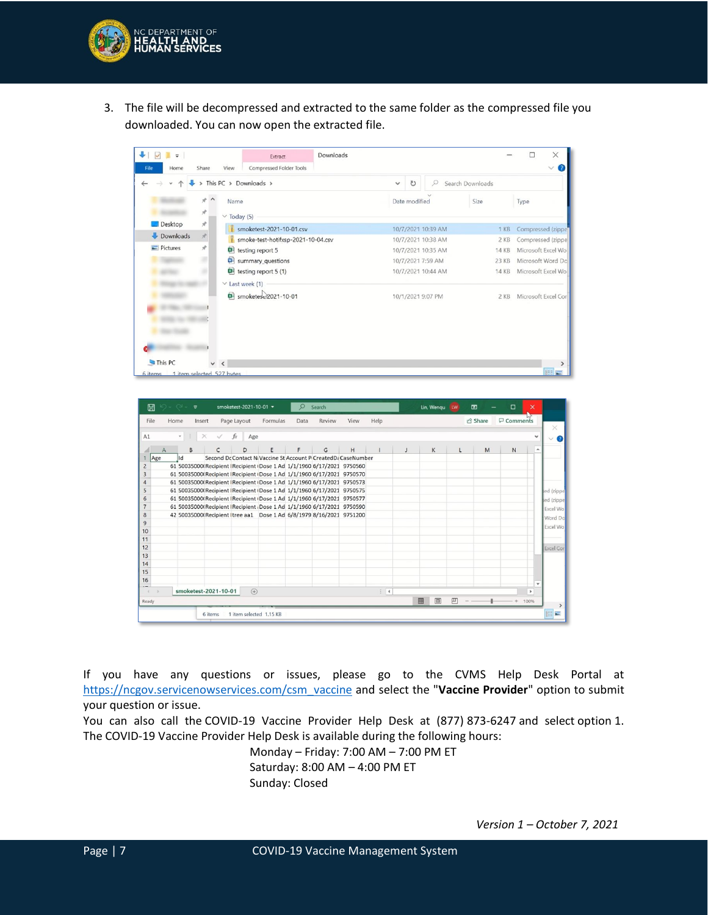3. The file will be decompressed and extracted to the same folder as the compressed file you downloaded. You can now open the extracted file.

If you have any questions or issues, please go to the CVMS Help Desk Portal at https://ncgov.servicenowservices.com/csm_vaccine and select the "**Vaccine Provider**" option to submit your question or issue.

You can also call the COVID-19 Vaccine Provider Help Desk at (877) 873-6247 and select option 1. The COVID-19 Vaccine Provider Help Desk is available during the following hours:

Monday – Friday: 7:00 AM – 7:00 PM ET
Saturday: 8:00 AM – 4:00 PM ET
Sunday: Closed

*Version 1 – October 7, 2021*